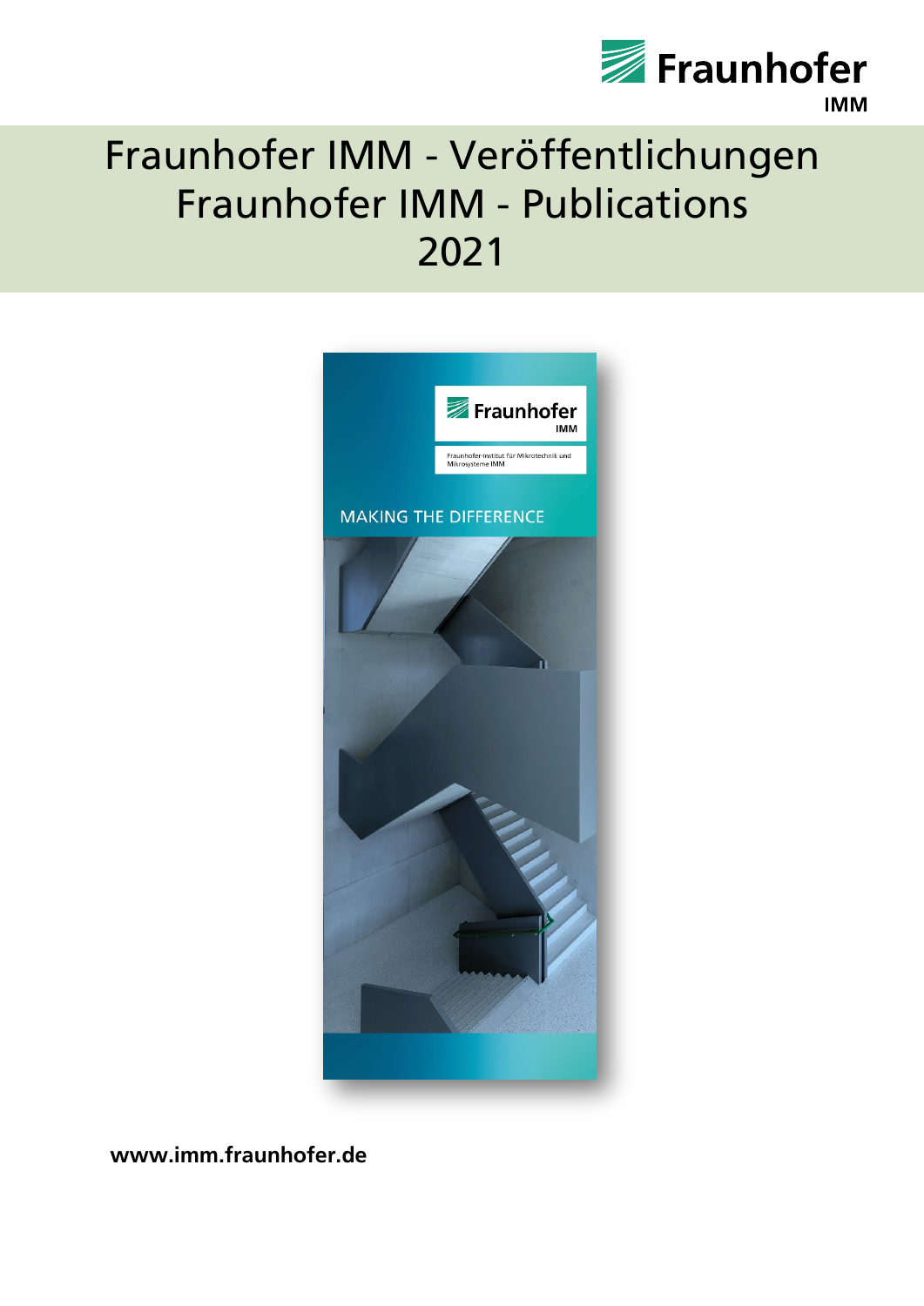Fraunhofer IMM

# Fraunhofer IMM - Veröffentlichungen
# Fraunhofer IMM - Publications
# 2021

**www.imm.fraunhofer.de**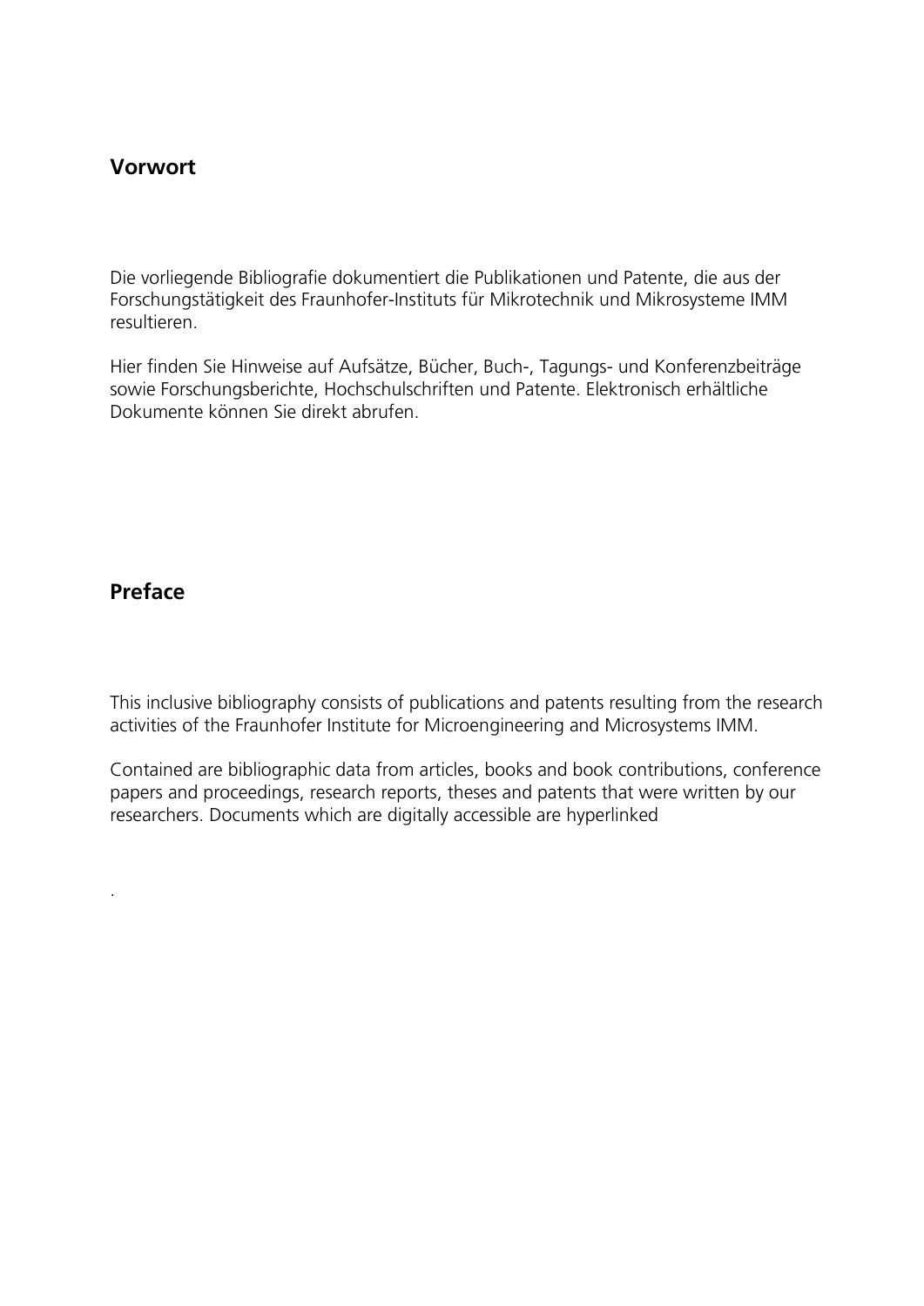## Vorwort

Die vorliegende Bibliografie dokumentiert die Publikationen und Patente, die aus der Forschungstätigkeit des Fraunhofer-Instituts für Mikrotechnik und Mikrosysteme IMM resultieren.

Hier finden Sie Hinweise auf Aufsätze, Bücher, Buch-, Tagungs- und Konferenzbeiträge sowie Forschungsberichte, Hochschulschriften und Patente. Elektronisch erhältliche Dokumente können Sie direkt abrufen.

## Preface

This inclusive bibliography consists of publications and patents resulting from the research activities of the Fraunhofer Institute for Microengineering and Microsystems IMM.

Contained are bibliographic data from articles, books and book contributions, conference papers and proceedings, research reports, theses and patents that were written by our researchers. Documents which are digitally accessible are hyperlinked

.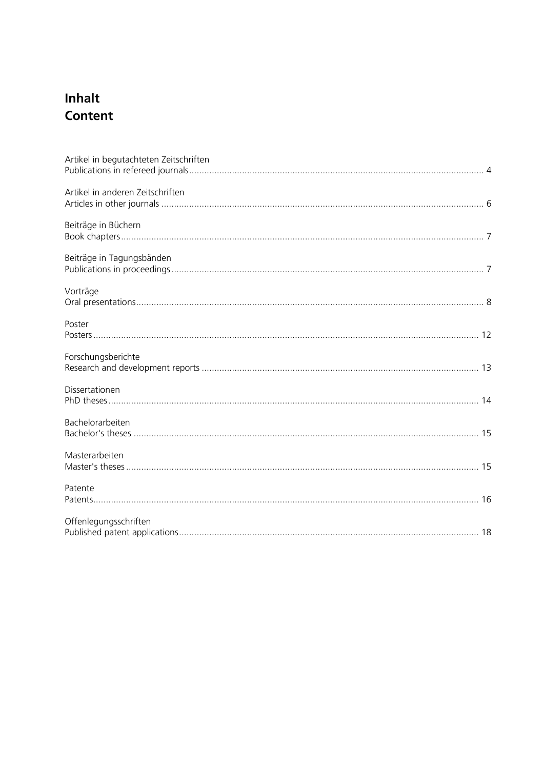# Inhalt
# Content

Artikel in begutachteten Zeitschriften
Publications in refereed journals ........................................................................................................................ 4

Artikel in anderen Zeitschriften
Articles in other journals ...................................................................................................................................... 6

Beiträge in Büchern
Book chapters ........................................................................................................................................................ 7

Beiträge in Tagungsbänden
Publications in proceedings ................................................................................................................................... 7

Vorträge
Oral presentations ................................................................................................................................................. 8

Poster
Posters .................................................................................................................................................................. 12

Forschungsberichte
Research and development reports .................................................................................................................... 13

Dissertationen
PhD theses ........................................................................................................................................................... 14

Bachelorarbeiten
Bachelor's theses ................................................................................................................................................. 15

Masterarbeiten
Master's theses .................................................................................................................................................... 15

Patente
Patents .................................................................................................................................................................. 16

Offenlegungsschriften
Published patent applications ............................................................................................................................. 18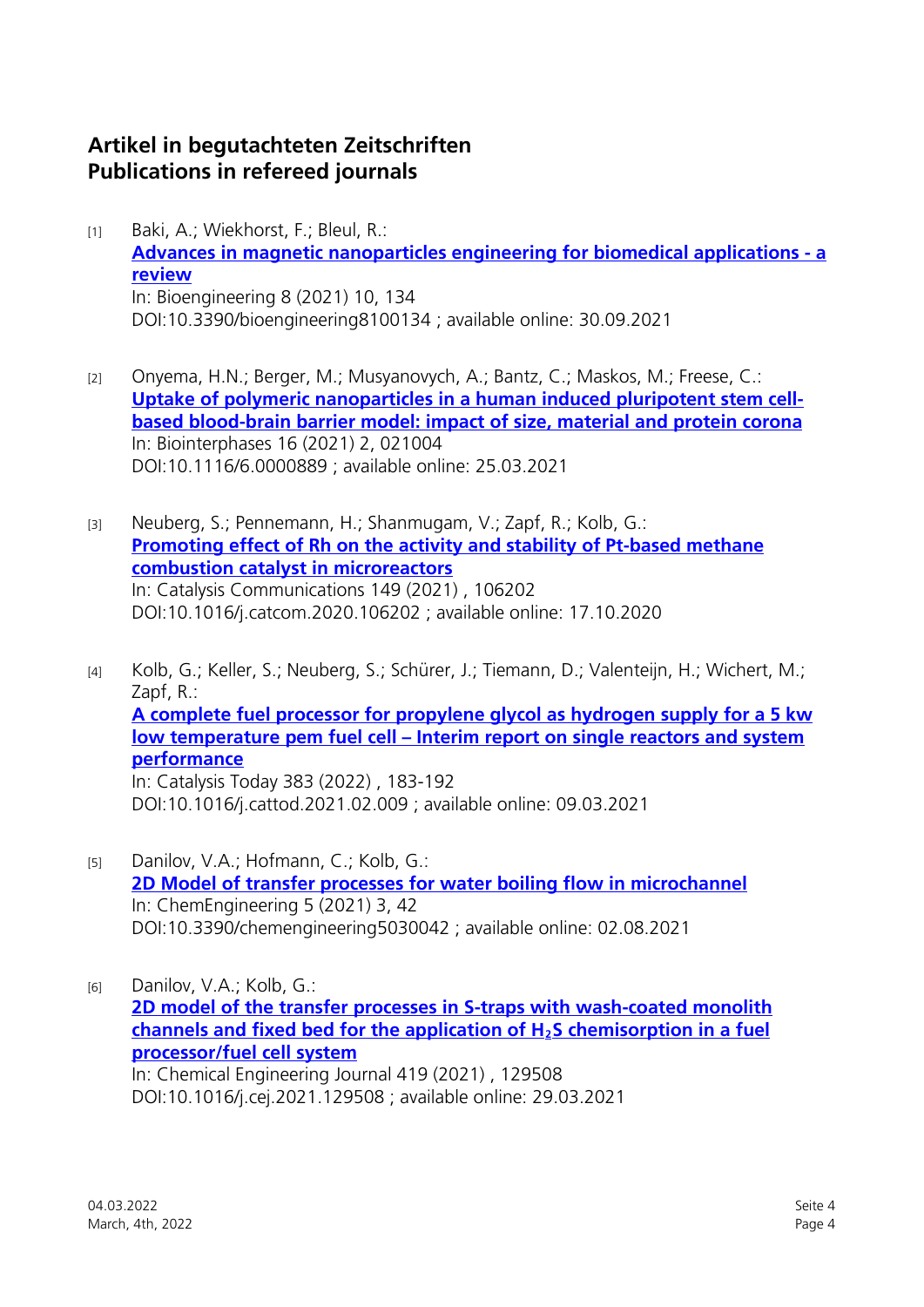## Artikel in begutachteten Zeitschriften
## Publications in refereed journals

[1] Baki, A.; Wiekhorst, F.; Bleul, R.:
**Advances in magnetic nanoparticles engineering for biomedical applications - a review**
In: Bioengineering 8 (2021) 10, 134
DOI:10.3390/bioengineering8100134 ; available online: 30.09.2021

[2] Onyema, H.N.; Berger, M.; Musyanovych, A.; Bantz, C.; Maskos, M.; Freese, C.:
**Uptake of polymeric nanoparticles in a human induced pluripotent stem cell-based blood-brain barrier model: impact of size, material and protein corona**
In: Biointerphases 16 (2021) 2, 021004
DOI:10.1116/6.0000889 ; available online: 25.03.2021

[3] Neuberg, S.; Pennemann, H.; Shanmugam, V.; Zapf, R.; Kolb, G.:
**Promoting effect of Rh on the activity and stability of Pt-based methane combustion catalyst in microreactors**
In: Catalysis Communications 149 (2021) , 106202
DOI:10.1016/j.catcom.2020.106202 ; available online: 17.10.2020

[4] Kolb, G.; Keller, S.; Neuberg, S.; Schürer, J.; Tiemann, D.; Valenteijn, H.; Wichert, M.; Zapf, R.:
**A complete fuel processor for propylene glycol as hydrogen supply for a 5 kw low temperature pem fuel cell – Interim report on single reactors and system performance**
In: Catalysis Today 383 (2022) , 183-192
DOI:10.1016/j.cattod.2021.02.009 ; available online: 09.03.2021

[5] Danilov, V.A.; Hofmann, C.; Kolb, G.:
**2D Model of transfer processes for water boiling flow in microchannel**
In: ChemEngineering 5 (2021) 3, 42
DOI:10.3390/chemengineering5030042 ; available online: 02.08.2021

[6] Danilov, V.A.; Kolb, G.:
**2D model of the transfer processes in S-traps with wash-coated monolith channels and fixed bed for the application of $H_2S$ chemisorption in a fuel processor/fuel cell system**
In: Chemical Engineering Journal 419 (2021) , 129508
DOI:10.1016/j.cej.2021.129508 ; available online: 29.03.2021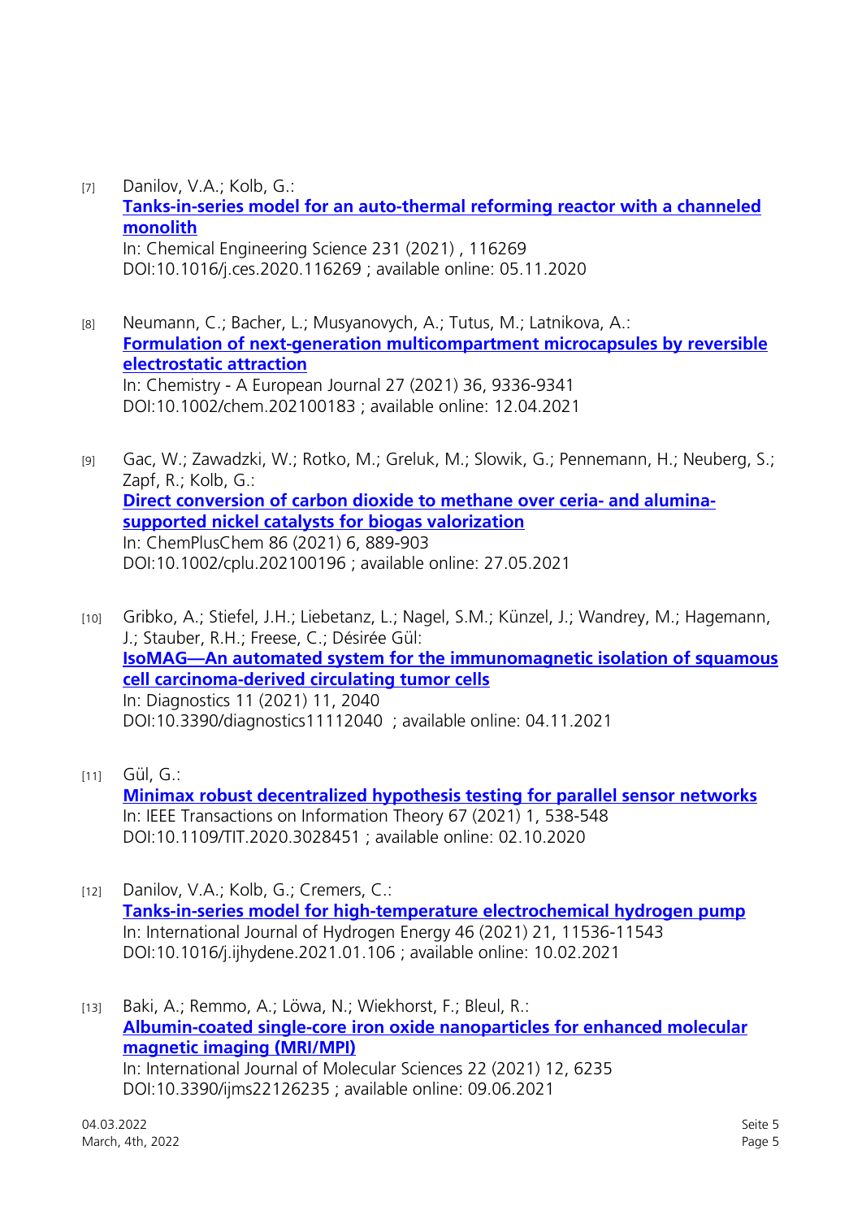[7] Danilov, V.A.; Kolb, G.:
**Tanks-in-series model for an auto-thermal reforming reactor with a channeled monolith**
In: Chemical Engineering Science 231 (2021) , 116269
DOI:10.1016/j.ces.2020.116269 ; available online: 05.11.2020

[8] Neumann, C.; Bacher, L.; Musyanovych, A.; Tutus, M.; Latnikova, A.:
**Formulation of next-generation multicompartment microcapsules by reversible electrostatic attraction**
In: Chemistry - A European Journal 27 (2021) 36, 9336-9341
DOI:10.1002/chem.202100183 ; available online: 12.04.2021

[9] Gac, W.; Zawadzki, W.; Rotko, M.; Greluk, M.; Slowik, G.; Pennemann, H.; Neuberg, S.; Zapf, R.; Kolb, G.:
**Direct conversion of carbon dioxide to methane over ceria- and alumina-supported nickel catalysts for biogas valorization**
In: ChemPlusChem 86 (2021) 6, 889-903
DOI:10.1002/cplu.202100196 ; available online: 27.05.2021

[10] Gribko, A.; Stiefel, J.H.; Liebetanz, L.; Nagel, S.M.; Künzel, J.; Wandrey, M.; Hagemann, J.; Stauber, R.H.; Freese, C.; Désirée Gül:
**IsoMAG—An automated system for the immunomagnetic isolation of squamous cell carcinoma-derived circulating tumor cells**
In: Diagnostics 11 (2021) 11, 2040
DOI:10.3390/diagnostics11112040 ; available online: 04.11.2021

[11] Gül, G.:
**Minimax robust decentralized hypothesis testing for parallel sensor networks**
In: IEEE Transactions on Information Theory 67 (2021) 1, 538-548
DOI:10.1109/TIT.2020.3028451 ; available online: 02.10.2020

[12] Danilov, V.A.; Kolb, G.; Cremers, C.:
**Tanks-in-series model for high-temperature electrochemical hydrogen pump**
In: International Journal of Hydrogen Energy 46 (2021) 21, 11536-11543
DOI:10.1016/j.ijhydene.2021.01.106 ; available online: 10.02.2021

[13] Baki, A.; Remmo, A.; Löwa, N.; Wiekhorst, F.; Bleul, R.:
**Albumin-coated single-core iron oxide nanoparticles for enhanced molecular magnetic imaging (MRI/MPI)**
In: International Journal of Molecular Sciences 22 (2021) 12, 6235
DOI:10.3390/ijms22126235 ; available online: 09.06.2021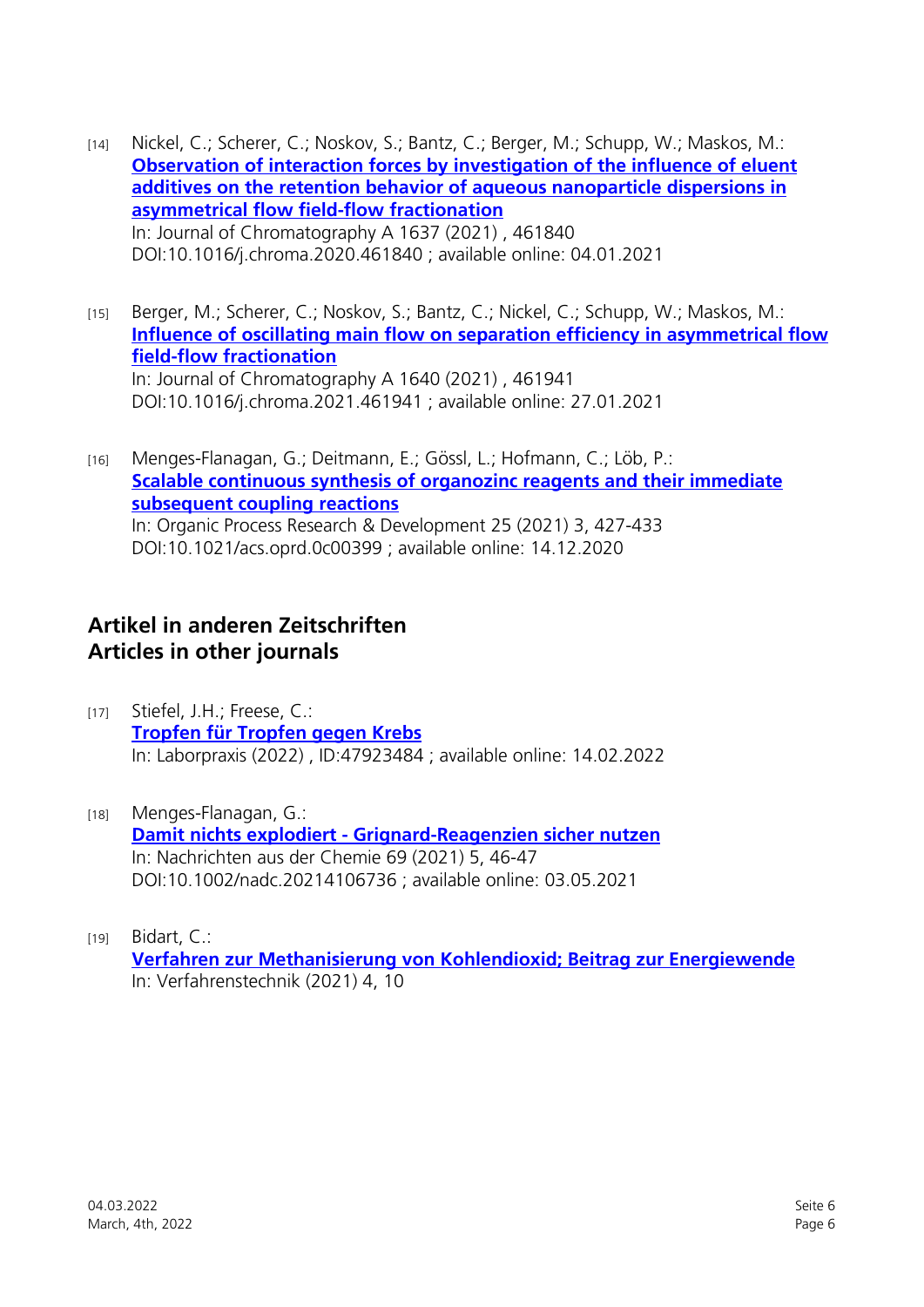[14] Nickel, C.; Scherer, C.; Noskov, S.; Bantz, C.; Berger, M.; Schupp, W.; Maskos, M.:
**Observation of interaction forces by investigation of the influence of eluent additives on the retention behavior of aqueous nanoparticle dispersions in asymmetrical flow field-flow fractionation**
In: Journal of Chromatography A 1637 (2021) , 461840
DOI:10.1016/j.chroma.2020.461840 ; available online: 04.01.2021

[15] Berger, M.; Scherer, C.; Noskov, S.; Bantz, C.; Nickel, C.; Schupp, W.; Maskos, M.:
**Influence of oscillating main flow on separation efficiency in asymmetrical flow field-flow fractionation**
In: Journal of Chromatography A 1640 (2021) , 461941
DOI:10.1016/j.chroma.2021.461941 ; available online: 27.01.2021

[16] Menges-Flanagan, G.; Deitmann, E.; Gössl, L.; Hofmann, C.; Löb, P.:
**Scalable continuous synthesis of organozinc reagents and their immediate subsequent coupling reactions**
In: Organic Process Research & Development 25 (2021) 3, 427-433
DOI:10.1021/acs.oprd.0c00399 ; available online: 14.12.2020

## Artikel in anderen Zeitschriften
## Articles in other journals

[17] Stiefel, J.H.; Freese, C.:
**Tropfen für Tropfen gegen Krebs**
In: Laborpraxis (2022) , ID:47923484 ; available online: 14.02.2022

[18] Menges-Flanagan, G.:
**Damit nichts explodiert - Grignard-Reagenzien sicher nutzen**
In: Nachrichten aus der Chemie 69 (2021) 5, 46-47
DOI:10.1002/nadc.20214106736 ; available online: 03.05.2021

[19] Bidart, C.:
**Verfahren zur Methanisierung von Kohlendioxid; Beitrag zur Energiewende**
In: Verfahrenstechnik (2021) 4, 10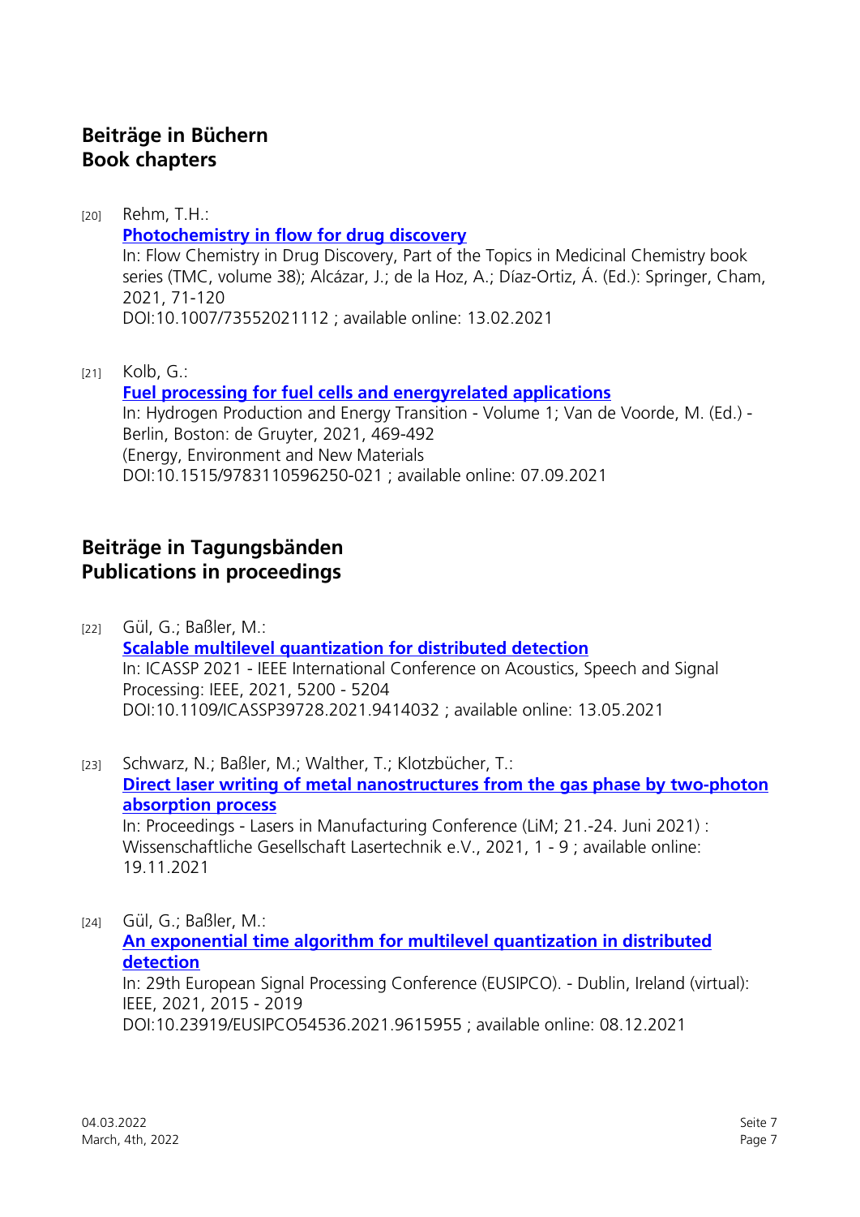## Beiträge in Büchern
## Book chapters

[20] Rehm, T.H.:
**Photochemistry in flow for drug discovery**
In: Flow Chemistry in Drug Discovery, Part of the Topics in Medicinal Chemistry book series (TMC, volume 38); Alcázar, J.; de la Hoz, A.; Díaz-Ortiz, Á. (Ed.): Springer, Cham, 2021, 71-120
DOI:10.1007/73552021112 ; available online: 13.02.2021

[21] Kolb, G.:
**Fuel processing for fuel cells and energyrelated applications**
In: Hydrogen Production and Energy Transition - Volume 1; Van de Voorde, M. (Ed.) - Berlin, Boston: de Gruyter, 2021, 469-492
(Energy, Environment and New Materials
DOI:10.1515/9783110596250-021 ; available online: 07.09.2021

## Beiträge in Tagungsbänden
## Publications in proceedings

[22] Gül, G.; Baßler, M.:
**Scalable multilevel quantization for distributed detection**
In: ICASSP 2021 - IEEE International Conference on Acoustics, Speech and Signal Processing: IEEE, 2021, 5200 - 5204
DOI:10.1109/ICASSP39728.2021.9414032 ; available online: 13.05.2021

[23] Schwarz, N.; Baßler, M.; Walther, T.; Klotzbücher, T.:
**Direct laser writing of metal nanostructures from the gas phase by two-photon absorption process**
In: Proceedings - Lasers in Manufacturing Conference (LiM; 21.-24. Juni 2021) : Wissenschaftliche Gesellschaft Lasertechnik e.V., 2021, 1 - 9 ; available online: 19.11.2021

[24] Gül, G.; Baßler, M.:
**An exponential time algorithm for multilevel quantization in distributed detection**
In: 29th European Signal Processing Conference (EUSIPCO). - Dublin, Ireland (virtual): IEEE, 2021, 2015 - 2019
DOI:10.23919/EUSIPCO54536.2021.9615955 ; available online: 08.12.2021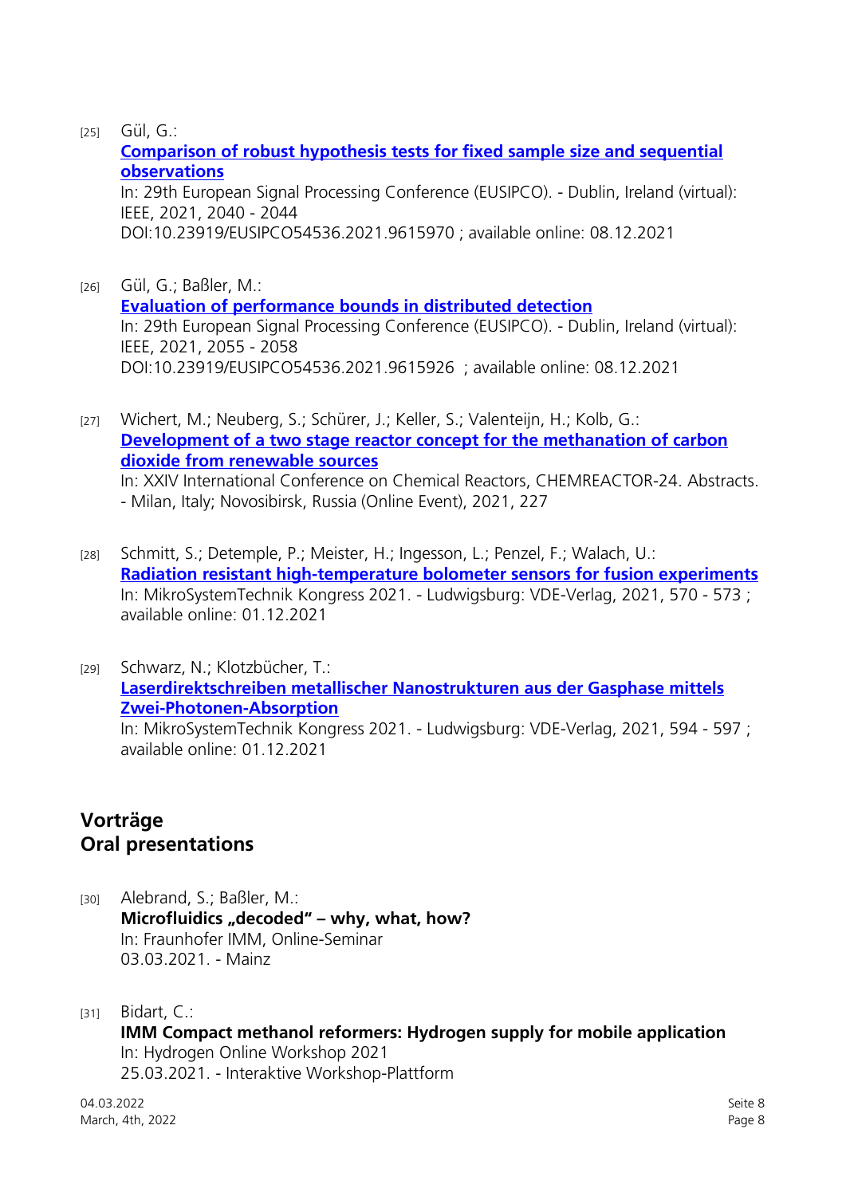[25] Gül, G.:
**Comparison of robust hypothesis tests for fixed sample size and sequential observations**
In: 29th European Signal Processing Conference (EUSIPCO). - Dublin, Ireland (virtual): IEEE, 2021, 2040 - 2044
DOI:10.23919/EUSIPCO54536.2021.9615970 ; available online: 08.12.2021

[26] Gül, G.; Baßler, M.:
**Evaluation of performance bounds in distributed detection**
In: 29th European Signal Processing Conference (EUSIPCO). - Dublin, Ireland (virtual): IEEE, 2021, 2055 - 2058
DOI:10.23919/EUSIPCO54536.2021.9615926 ; available online: 08.12.2021

[27] Wichert, M.; Neuberg, S.; Schürer, J.; Keller, S.; Valenteijn, H.; Kolb, G.:
**Development of a two stage reactor concept for the methanation of carbon dioxide from renewable sources**
In: XXIV International Conference on Chemical Reactors, CHEMREACTOR-24. Abstracts. - Milan, Italy; Novosibirsk, Russia (Online Event), 2021, 227

[28] Schmitt, S.; Detemple, P.; Meister, H.; Ingesson, L.; Penzel, F.; Walach, U.:
**Radiation resistant high-temperature bolometer sensors for fusion experiments**
In: MikroSystemTechnik Kongress 2021. - Ludwigsburg: VDE-Verlag, 2021, 570 - 573 ; available online: 01.12.2021

[29] Schwarz, N.; Klotzbücher, T.:
**Laserdirektschreiben metallischer Nanostrukturen aus der Gasphase mittels Zwei-Photonen-Absorption**
In: MikroSystemTechnik Kongress 2021. - Ludwigsburg: VDE-Verlag, 2021, 594 - 597 ; available online: 01.12.2021

## Vorträge
## Oral presentations

[30] Alebrand, S.; Baßler, M.:
**Microfluidics „decoded" – why, what, how?**
In: Fraunhofer IMM, Online-Seminar
03.03.2021. - Mainz

[31] Bidart, C.:
**IMM Compact methanol reformers: Hydrogen supply for mobile application**
In: Hydrogen Online Workshop 2021
25.03.2021. - Interaktive Workshop-Plattform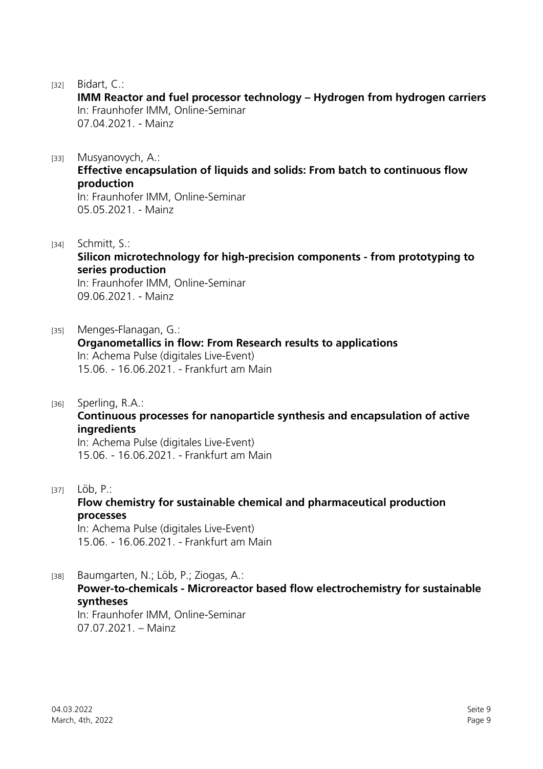[32] Bidart, C.:
**IMM Reactor and fuel processor technology – Hydrogen from hydrogen carriers**
In: Fraunhofer IMM, Online-Seminar
07.04.2021. - Mainz

[33] Musyanovych, A.:
**Effective encapsulation of liquids and solids: From batch to continuous flow production**
In: Fraunhofer IMM, Online-Seminar
05.05.2021. - Mainz

[34] Schmitt, S.:
**Silicon microtechnology for high-precision components - from prototyping to series production**
In: Fraunhofer IMM, Online-Seminar
09.06.2021. - Mainz

[35] Menges-Flanagan, G.:
**Organometallics in flow: From Research results to applications**
In: Achema Pulse (digitales Live-Event)
15.06. - 16.06.2021. - Frankfurt am Main

[36] Sperling, R.A.:
**Continuous processes for nanoparticle synthesis and encapsulation of active ingredients**
In: Achema Pulse (digitales Live-Event)
15.06. - 16.06.2021. - Frankfurt am Main

[37] Löb, P.:
**Flow chemistry for sustainable chemical and pharmaceutical production processes**
In: Achema Pulse (digitales Live-Event)
15.06. - 16.06.2021. - Frankfurt am Main

[38] Baumgarten, N.; Löb, P.; Ziogas, A.:
**Power-to-chemicals - Microreactor based flow electrochemistry for sustainable syntheses**
In: Fraunhofer IMM, Online-Seminar
07.07.2021. – Mainz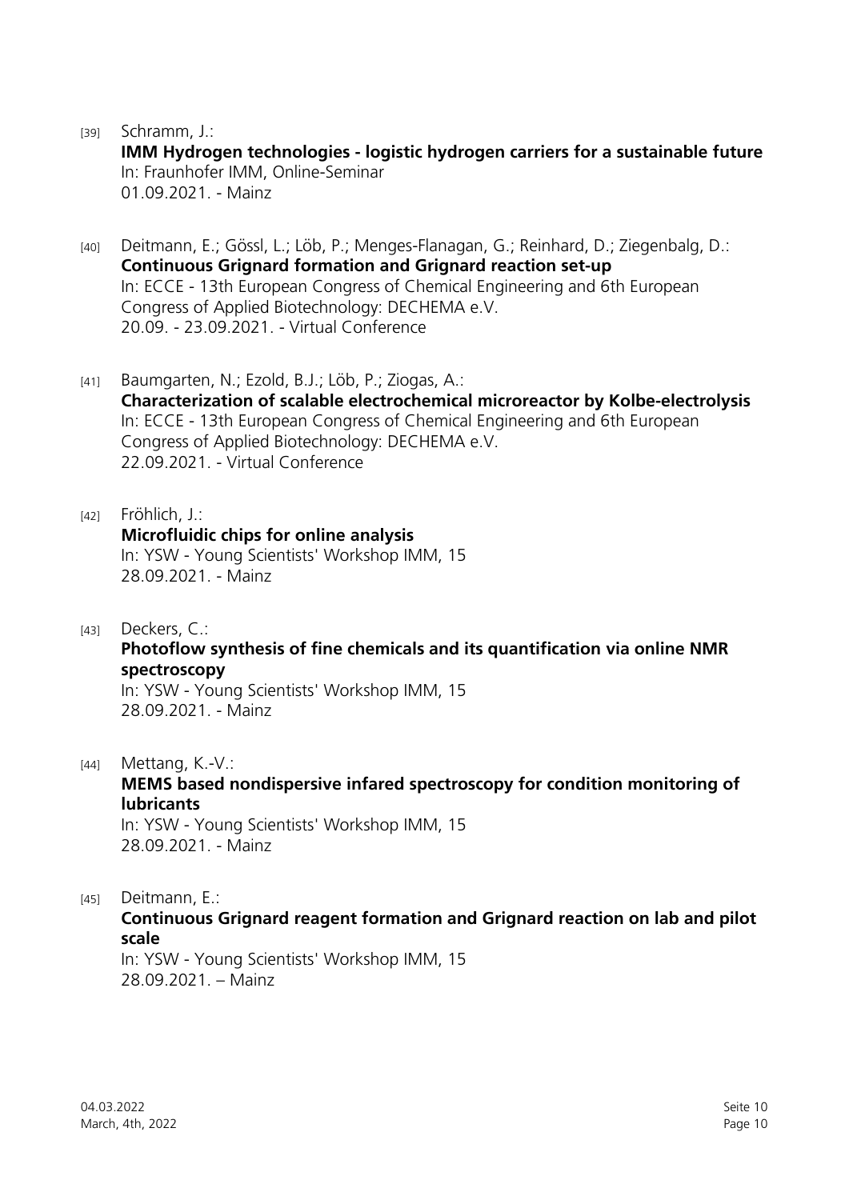[39] Schramm, J.:
**IMM Hydrogen technologies - logistic hydrogen carriers for a sustainable future**
In: Fraunhofer IMM, Online-Seminar
01.09.2021. - Mainz

[40] Deitmann, E.; Gössl, L.; Löb, P.; Menges-Flanagan, G.; Reinhard, D.; Ziegenbalg, D.:
**Continuous Grignard formation and Grignard reaction set-up**
In: ECCE - 13th European Congress of Chemical Engineering and 6th European Congress of Applied Biotechnology: DECHEMA e.V.
20.09. - 23.09.2021. - Virtual Conference

[41] Baumgarten, N.; Ezold, B.J.; Löb, P.; Ziogas, A.:
**Characterization of scalable electrochemical microreactor by Kolbe-electrolysis**
In: ECCE - 13th European Congress of Chemical Engineering and 6th European Congress of Applied Biotechnology: DECHEMA e.V.
22.09.2021. - Virtual Conference

[42] Fröhlich, J.:
**Microfluidic chips for online analysis**
In: YSW - Young Scientists' Workshop IMM, 15
28.09.2021. - Mainz

[43] Deckers, C.:
**Photoflow synthesis of fine chemicals and its quantification via online NMR spectroscopy**
In: YSW - Young Scientists' Workshop IMM, 15
28.09.2021. - Mainz

[44] Mettang, K.-V.:
**MEMS based nondispersive infared spectroscopy for condition monitoring of lubricants**
In: YSW - Young Scientists' Workshop IMM, 15
28.09.2021. - Mainz

[45] Deitmann, E.:
**Continuous Grignard reagent formation and Grignard reaction on lab and pilot scale**
In: YSW - Young Scientists' Workshop IMM, 15
28.09.2021. – Mainz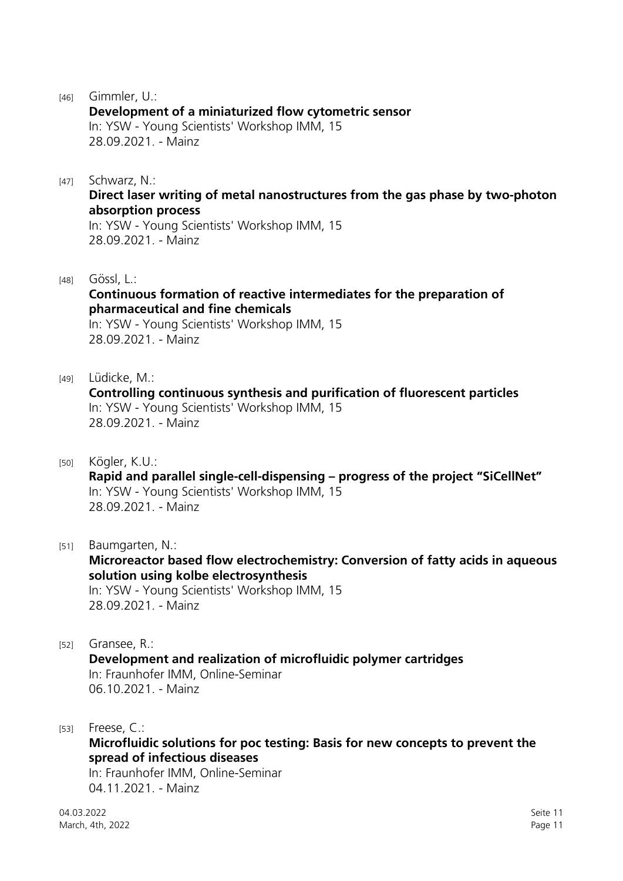[46] Gimmler, U.:
**Development of a miniaturized flow cytometric sensor**
In: YSW - Young Scientists' Workshop IMM, 15
28.09.2021. - Mainz

[47] Schwarz, N.:
**Direct laser writing of metal nanostructures from the gas phase by two-photon absorption process**
In: YSW - Young Scientists' Workshop IMM, 15
28.09.2021. - Mainz

[48] Gössl, L.:
**Continuous formation of reactive intermediates for the preparation of pharmaceutical and fine chemicals**
In: YSW - Young Scientists' Workshop IMM, 15
28.09.2021. - Mainz

[49] Lüdicke, M.:
**Controlling continuous synthesis and purification of fluorescent particles**
In: YSW - Young Scientists' Workshop IMM, 15
28.09.2021. - Mainz

[50] Kögler, K.U.:
**Rapid and parallel single-cell-dispensing – progress of the project "SiCellNet"**
In: YSW - Young Scientists' Workshop IMM, 15
28.09.2021. - Mainz

[51] Baumgarten, N.:
**Microreactor based flow electrochemistry: Conversion of fatty acids in aqueous solution using kolbe electrosynthesis**
In: YSW - Young Scientists' Workshop IMM, 15
28.09.2021. - Mainz

[52] Gransee, R.:
**Development and realization of microfluidic polymer cartridges**
In: Fraunhofer IMM, Online-Seminar
06.10.2021. - Mainz

[53] Freese, C.:
**Microfluidic solutions for poc testing: Basis for new concepts to prevent the spread of infectious diseases**
In: Fraunhofer IMM, Online-Seminar
04.11.2021. - Mainz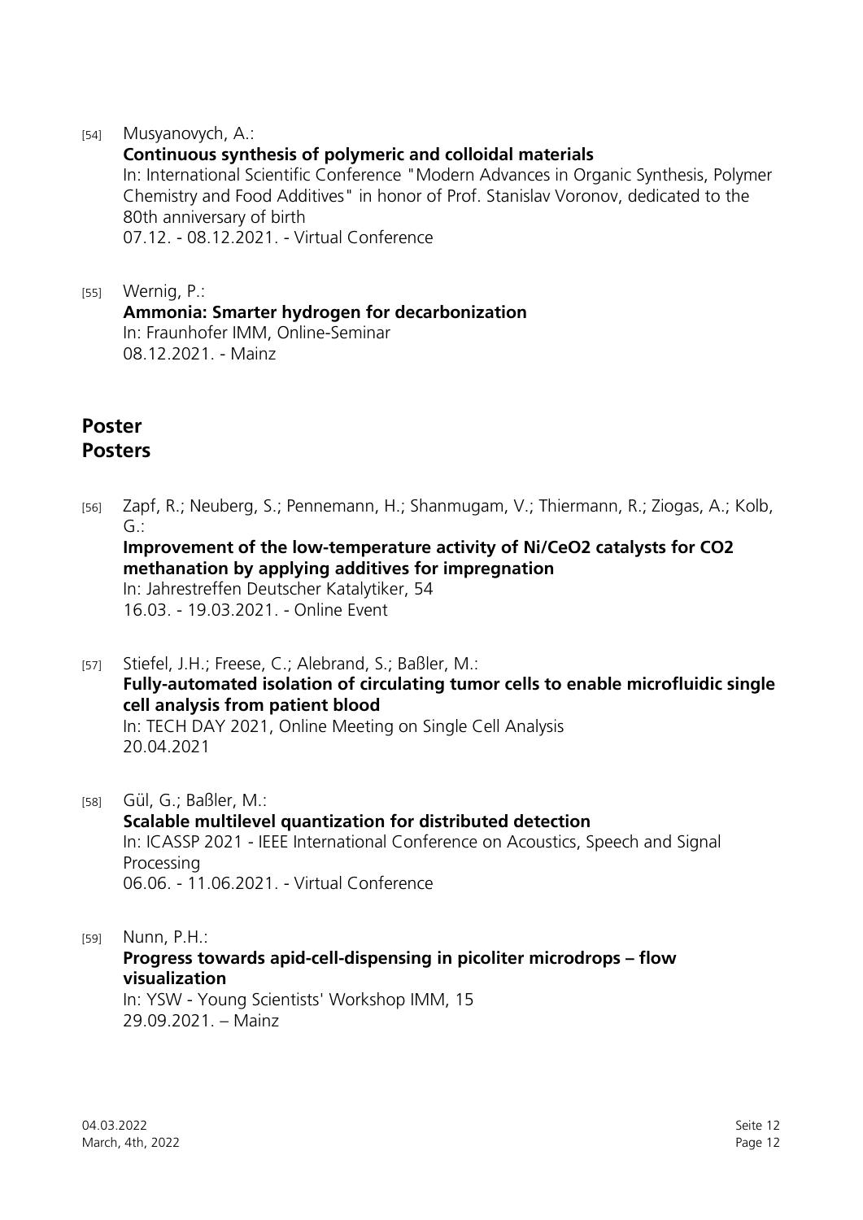[54] Musyanovych, A.:
**Continuous synthesis of polymeric and colloidal materials**
In: International Scientific Conference "Modern Advances in Organic Synthesis, Polymer Chemistry and Food Additives" in honor of Prof. Stanislav Voronov, dedicated to the 80th anniversary of birth
07.12. - 08.12.2021. - Virtual Conference

[55] Wernig, P.:
**Ammonia: Smarter hydrogen for decarbonization**
In: Fraunhofer IMM, Online-Seminar
08.12.2021. - Mainz

## Poster
## Posters

[56] Zapf, R.; Neuberg, S.; Pennemann, H.; Shanmugam, V.; Thiermann, R.; Ziogas, A.; Kolb, G.:
**Improvement of the low-temperature activity of Ni/CeO2 catalysts for CO2 methanation by applying additives for impregnation**
In: Jahrestreffen Deutscher Katalytiker, 54
16.03. - 19.03.2021. - Online Event

[57] Stiefel, J.H.; Freese, C.; Alebrand, S.; Baßler, M.:
**Fully-automated isolation of circulating tumor cells to enable microfluidic single cell analysis from patient blood**
In: TECH DAY 2021, Online Meeting on Single Cell Analysis
20.04.2021

[58] Gül, G.; Baßler, M.:
**Scalable multilevel quantization for distributed detection**
In: ICASSP 2021 - IEEE International Conference on Acoustics, Speech and Signal Processing
06.06. - 11.06.2021. - Virtual Conference

[59] Nunn, P.H.:
**Progress towards apid-cell-dispensing in picoliter microdrops – flow visualization**
In: YSW - Young Scientists' Workshop IMM, 15
29.09.2021. – Mainz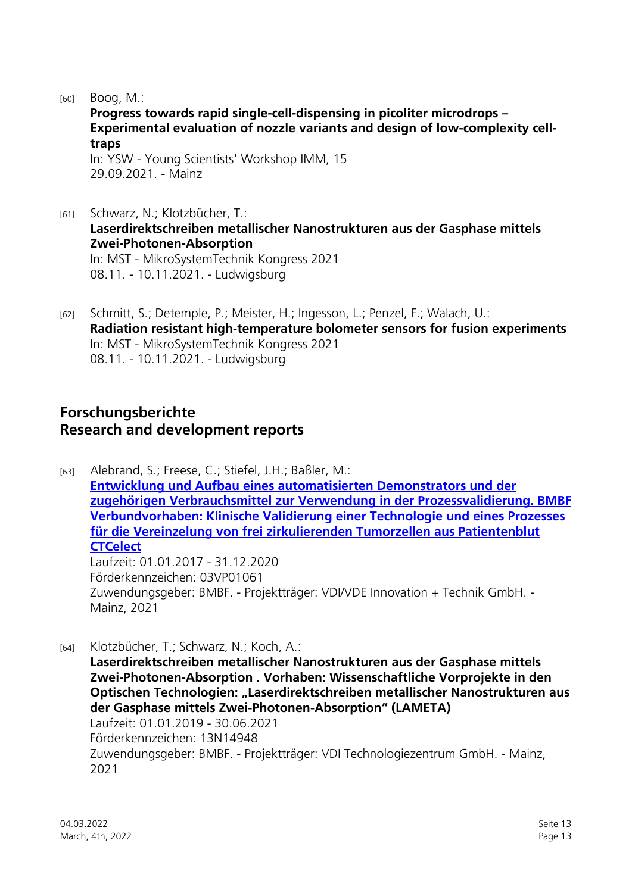[60] Boog, M.:
**Progress towards rapid single-cell-dispensing in picoliter microdrops – Experimental evaluation of nozzle variants and design of low-complexity cell-traps**
In: YSW - Young Scientists' Workshop IMM, 15
29.09.2021. - Mainz

[61] Schwarz, N.; Klotzbücher, T.:
**Laserdirektschreiben metallischer Nanostrukturen aus der Gasphase mittels Zwei-Photonen-Absorption**
In: MST - MikroSystemTechnik Kongress 2021
08.11. - 10.11.2021. - Ludwigsburg

[62] Schmitt, S.; Detemple, P.; Meister, H.; Ingesson, L.; Penzel, F.; Walach, U.:
**Radiation resistant high-temperature bolometer sensors for fusion experiments**
In: MST - MikroSystemTechnik Kongress 2021
08.11. - 10.11.2021. - Ludwigsburg

## Forschungsberichte
## Research and development reports

[63] Alebrand, S.; Freese, C.; Stiefel, J.H.; Baßler, M.:
**Entwicklung und Aufbau eines automatisierten Demonstrators und der zugehörigen Verbrauchsmittel zur Verwendung in der Prozessvalidierung. BMBF Verbundvorhaben: Klinische Validierung einer Technologie und eines Prozesses für die Vereinzelung von frei zirkulierenden Tumorzellen aus Patientenblut CTCelect**
Laufzeit: 01.01.2017 - 31.12.2020
Förderkennzeichen: 03VP01061
Zuwendungsgeber: BMBF. - Projektträger: VDI/VDE Innovation + Technik GmbH. - Mainz, 2021

[64] Klotzbücher, T.; Schwarz, N.; Koch, A.:
**Laserdirektschreiben metallischer Nanostrukturen aus der Gasphase mittels Zwei-Photonen-Absorption . Vorhaben: Wissenschaftliche Vorprojekte in den Optischen Technologien: „Laserdirektschreiben metallischer Nanostrukturen aus der Gasphase mittels Zwei-Photonen-Absorption" (LAMETA)**
Laufzeit: 01.01.2019 - 30.06.2021
Förderkennzeichen: 13N14948
Zuwendungsgeber: BMBF. - Projektträger: VDI Technologiezentrum GmbH. - Mainz, 2021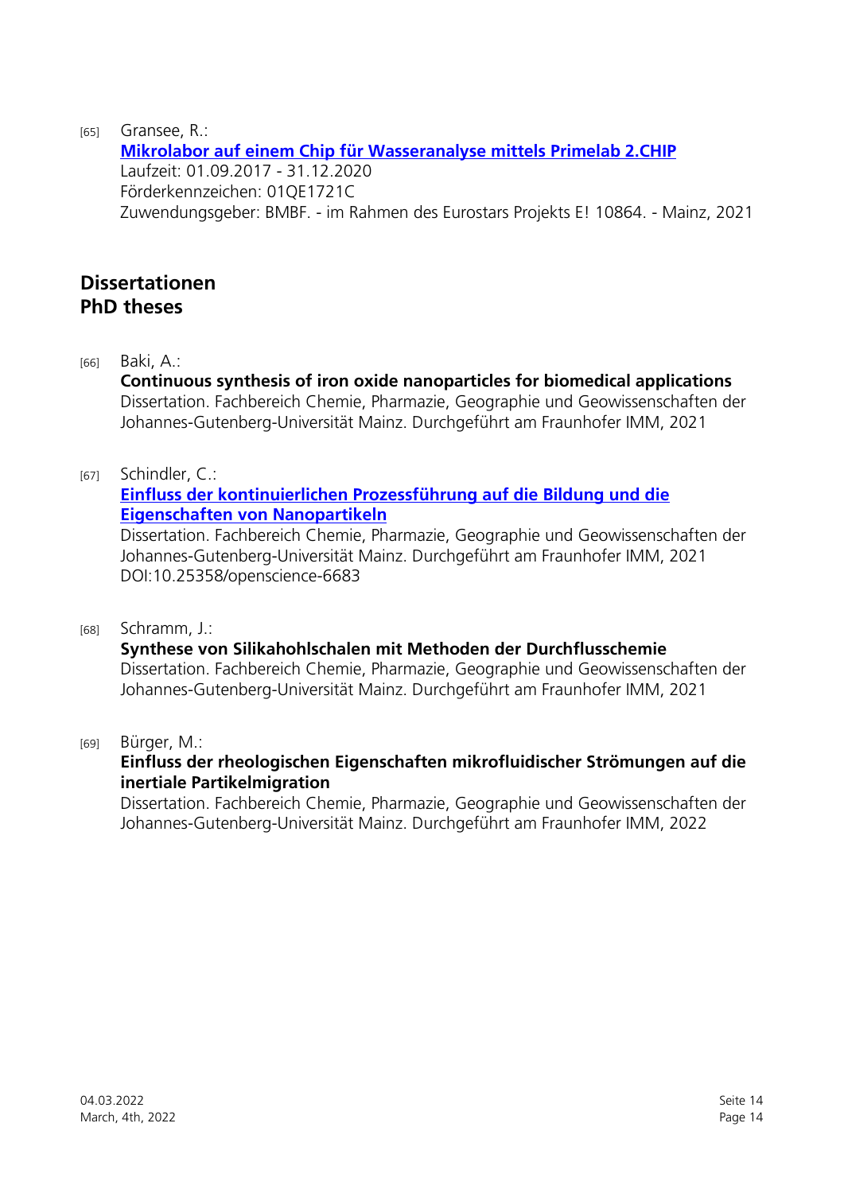[65] Gransee, R.:
**Mikrolabor auf einem Chip für Wasseranalyse mittels Primelab 2.CHIP**
Laufzeit: 01.09.2017 - 31.12.2020
Förderkennzeichen: 01QE1721C
Zuwendungsgeber: BMBF. - im Rahmen des Eurostars Projekts E! 10864. - Mainz, 2021

## Dissertationen
## PhD theses

[66] Baki, A.:
**Continuous synthesis of iron oxide nanoparticles for biomedical applications**
Dissertation. Fachbereich Chemie, Pharmazie, Geographie und Geowissenschaften der Johannes-Gutenberg-Universität Mainz. Durchgeführt am Fraunhofer IMM, 2021

[67] Schindler, C.:
**Einfluss der kontinuierlichen Prozessführung auf die Bildung und die Eigenschaften von Nanopartikeln**
Dissertation. Fachbereich Chemie, Pharmazie, Geographie und Geowissenschaften der Johannes-Gutenberg-Universität Mainz. Durchgeführt am Fraunhofer IMM, 2021
DOI:10.25358/openscience-6683

[68] Schramm, J.:
**Synthese von Silikahohlschalen mit Methoden der Durchflusschemie**
Dissertation. Fachbereich Chemie, Pharmazie, Geographie und Geowissenschaften der Johannes-Gutenberg-Universität Mainz. Durchgeführt am Fraunhofer IMM, 2021

[69] Bürger, M.:
**Einfluss der rheologischen Eigenschaften mikrofluidischer Strömungen auf die inertiale Partikelmigration**
Dissertation. Fachbereich Chemie, Pharmazie, Geographie und Geowissenschaften der Johannes-Gutenberg-Universität Mainz. Durchgeführt am Fraunhofer IMM, 2022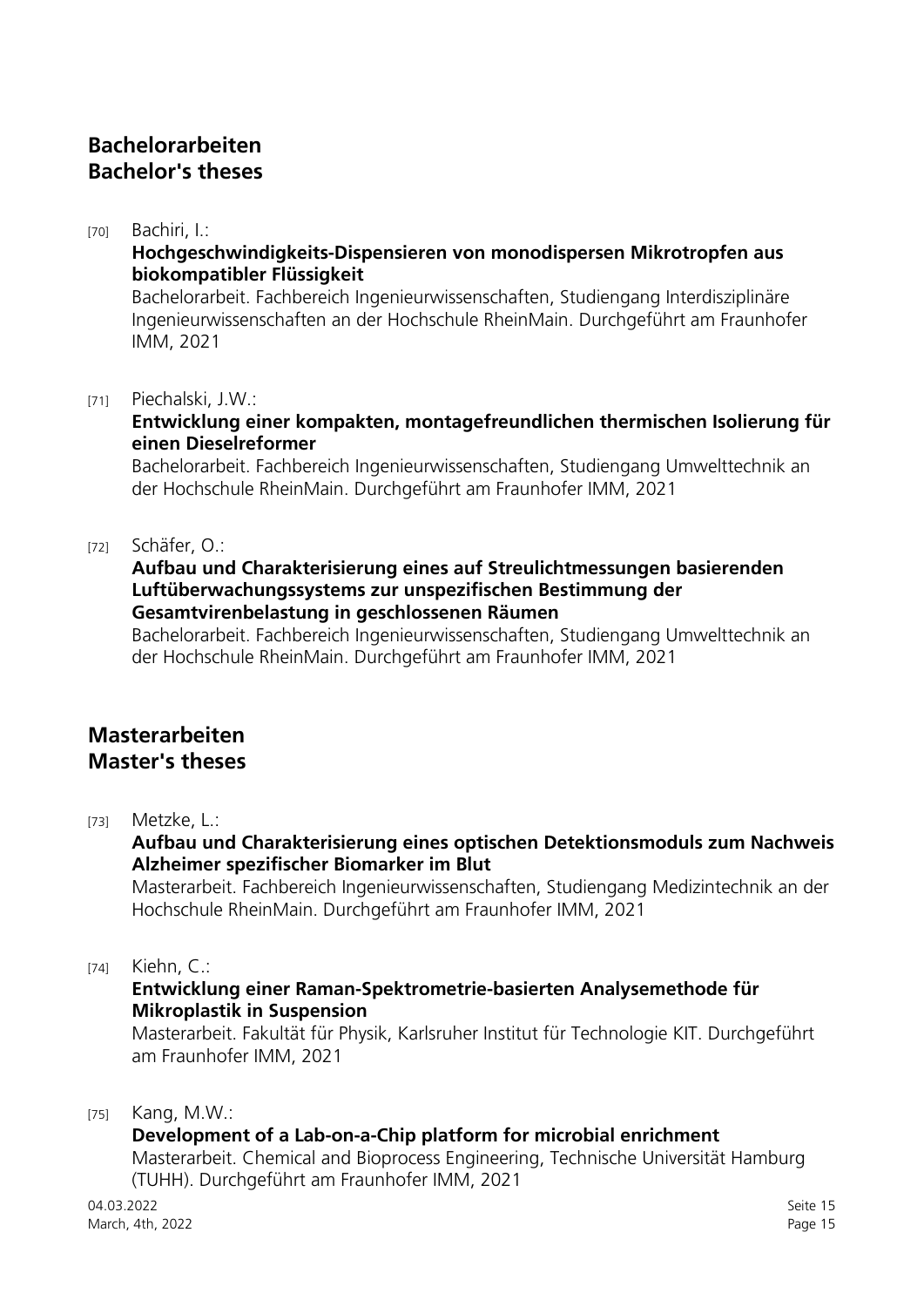## Bachelorarbeiten
## Bachelor's theses

[70] Bachiri, I.:
**Hochgeschwindigkeits-Dispensieren von monodispersen Mikrotropfen aus biokompatibler Flüssigkeit**
Bachelorarbeit. Fachbereich Ingenieurwissenschaften, Studiengang Interdisziplinäre Ingenieurwissenschaften an der Hochschule RheinMain. Durchgeführt am Fraunhofer IMM, 2021

[71] Piechalski, J.W.:
**Entwicklung einer kompakten, montagefreundlichen thermischen Isolierung für einen Dieselreformer**
Bachelorarbeit. Fachbereich Ingenieurwissenschaften, Studiengang Umwelttechnik an der Hochschule RheinMain. Durchgeführt am Fraunhofer IMM, 2021

[72] Schäfer, O.:
**Aufbau und Charakterisierung eines auf Streulichtmessungen basierenden Luftüberwachungssystems zur unspezifischen Bestimmung der Gesamtvirenbelastung in geschlossenen Räumen**
Bachelorarbeit. Fachbereich Ingenieurwissenschaften, Studiengang Umwelttechnik an der Hochschule RheinMain. Durchgeführt am Fraunhofer IMM, 2021

## Masterarbeiten
## Master's theses

[73] Metzke, L.:
**Aufbau und Charakterisierung eines optischen Detektionsmoduls zum Nachweis Alzheimer spezifischer Biomarker im Blut**
Masterarbeit. Fachbereich Ingenieurwissenschaften, Studiengang Medizintechnik an der Hochschule RheinMain. Durchgeführt am Fraunhofer IMM, 2021

[74] Kiehn, C.:
**Entwicklung einer Raman-Spektrometrie-basierten Analysemethode für Mikroplastik in Suspension**
Masterarbeit. Fakultät für Physik, Karlsruher Institut für Technologie KIT. Durchgeführt am Fraunhofer IMM, 2021

[75] Kang, M.W.:
**Development of a Lab-on-a-Chip platform for microbial enrichment**
Masterarbeit. Chemical and Bioprocess Engineering, Technische Universität Hamburg (TUHH). Durchgeführt am Fraunhofer IMM, 2021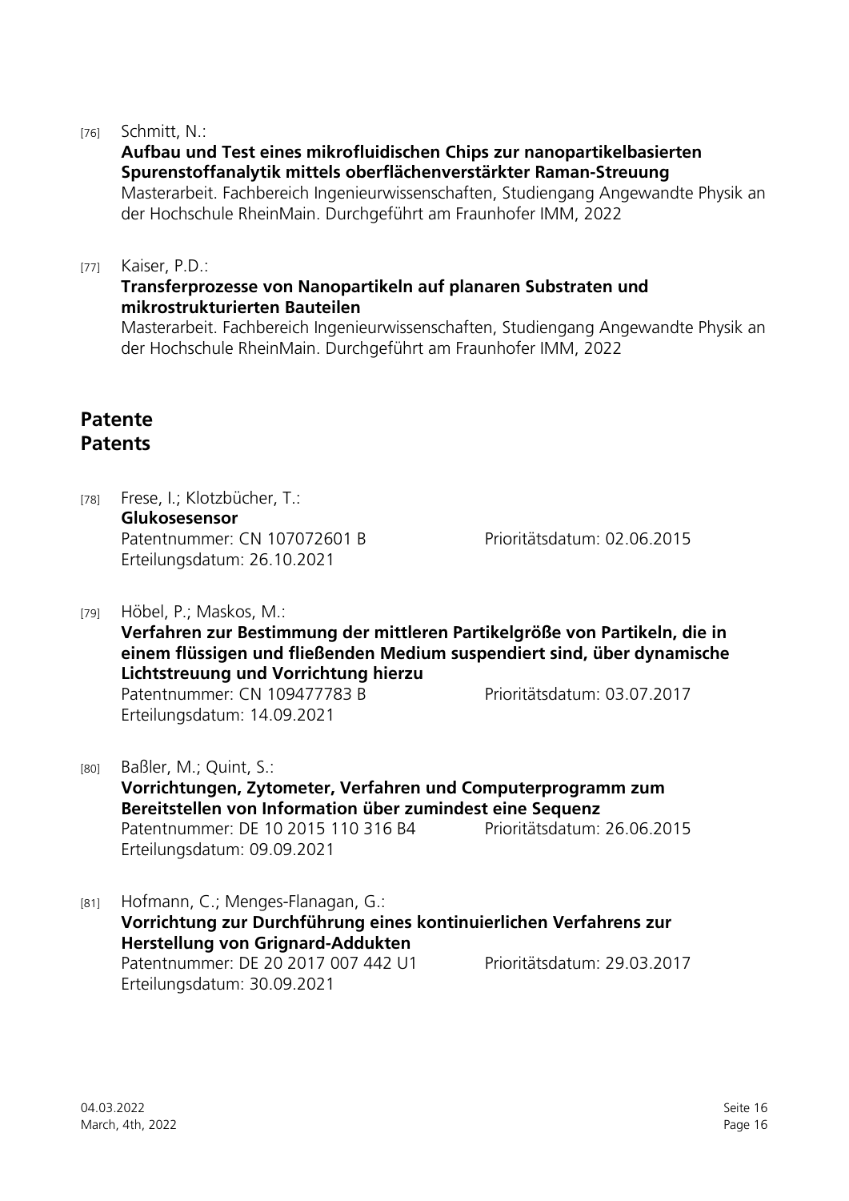[76] Schmitt, N.:
**Aufbau und Test eines mikrofluidischen Chips zur nanopartikelbasierten Spurenstoffanalytik mittels oberflächenverstärkter Raman-Streuung**
Masterarbeit. Fachbereich Ingenieurwissenschaften, Studiengang Angewandte Physik an der Hochschule RheinMain. Durchgeführt am Fraunhofer IMM, 2022

[77] Kaiser, P.D.:
**Transferprozesse von Nanopartikeln auf planaren Substraten und mikrostrukturierten Bauteilen**
Masterarbeit. Fachbereich Ingenieurwissenschaften, Studiengang Angewandte Physik an der Hochschule RheinMain. Durchgeführt am Fraunhofer IMM, 2022

## Patente
## Patents

[78] Frese, I.; Klotzbücher, T.:
**Glukosesensor**
Patentnummer: CN 107072601 B  Prioritätsdatum: 02.06.2015
Erteilungsdatum: 26.10.2021

[79] Höbel, P.; Maskos, M.:
**Verfahren zur Bestimmung der mittleren Partikelgröße von Partikeln, die in einem flüssigen und fließenden Medium suspendiert sind, über dynamische Lichtstreuung und Vorrichtung hierzu**
Patentnummer: CN 109477783 B  Prioritätsdatum: 03.07.2017
Erteilungsdatum: 14.09.2021

[80] Baßler, M.; Quint, S.:
**Vorrichtungen, Zytometer, Verfahren und Computerprogramm zum Bereitstellen von Information über zumindest eine Sequenz**
Patentnummer: DE 10 2015 110 316 B4  Prioritätsdatum: 26.06.2015
Erteilungsdatum: 09.09.2021

[81] Hofmann, C.; Menges-Flanagan, G.:
**Vorrichtung zur Durchführung eines kontinuierlichen Verfahrens zur Herstellung von Grignard-Addukten**
Patentnummer: DE 20 2017 007 442 U1  Prioritätsdatum: 29.03.2017
Erteilungsdatum: 30.09.2021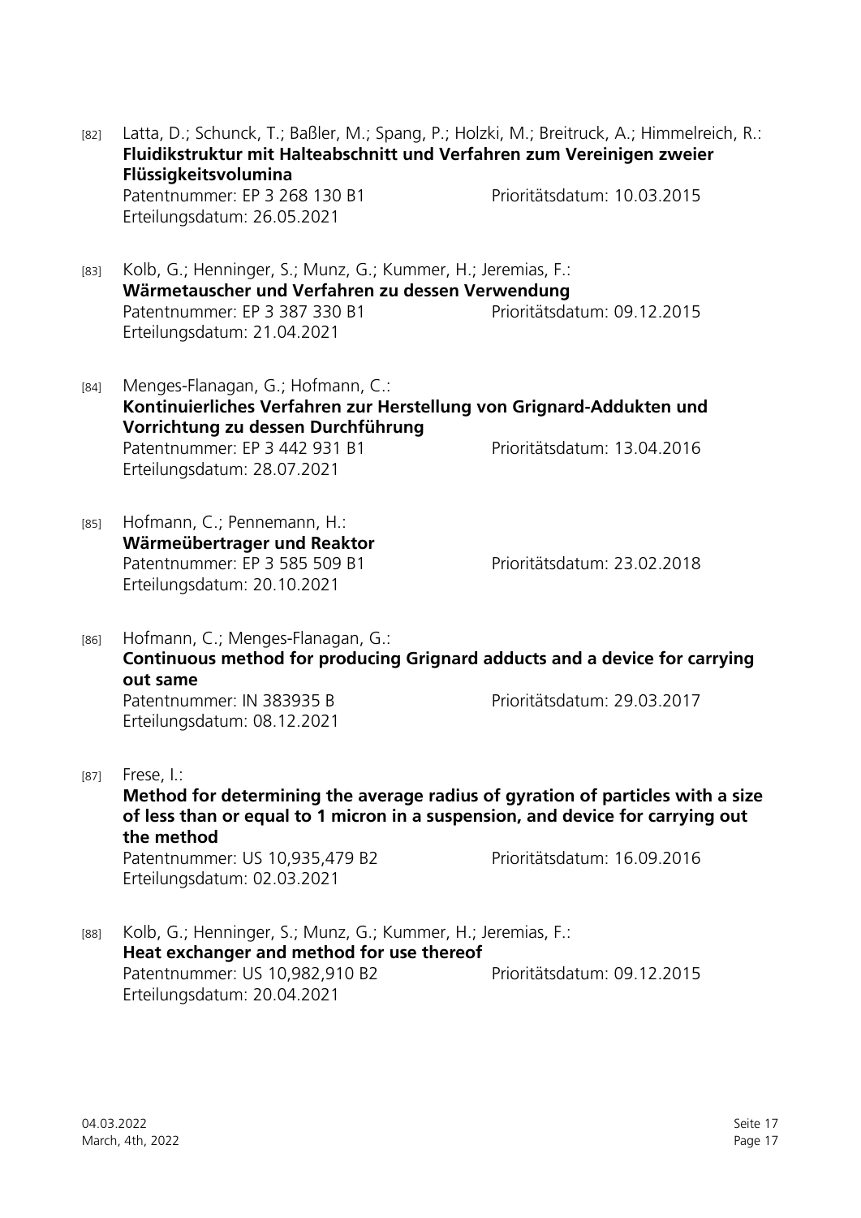[82] Latta, D.; Schunck, T.; Baßler, M.; Spang, P.; Holzki, M.; Breitruck, A.; Himmelreich, R.:
**Fluidikstruktur mit Halteabschnitt und Verfahren zum Vereinigen zweier Flüssigkeitsvolumina**
Patentnummer: EP 3 268 130 B1 Prioritätsdatum: 10.03.2015
Erteilungsdatum: 26.05.2021

[83] Kolb, G.; Henninger, S.; Munz, G.; Kummer, H.; Jeremias, F.:
**Wärmetauscher und Verfahren zu dessen Verwendung**
Patentnummer: EP 3 387 330 B1 Prioritätsdatum: 09.12.2015
Erteilungsdatum: 21.04.2021

[84] Menges-Flanagan, G.; Hofmann, C.:
**Kontinuierliches Verfahren zur Herstellung von Grignard-Addukten und Vorrichtung zu dessen Durchführung**
Patentnummer: EP 3 442 931 B1 Prioritätsdatum: 13.04.2016
Erteilungsdatum: 28.07.2021

[85] Hofmann, C.; Pennemann, H.:
**Wärmeübertrager und Reaktor**
Patentnummer: EP 3 585 509 B1 Prioritätsdatum: 23.02.2018
Erteilungsdatum: 20.10.2021

[86] Hofmann, C.; Menges-Flanagan, G.:
**Continuous method for producing Grignard adducts and a device for carrying out same**
Patentnummer: IN 383935 B Prioritätsdatum: 29.03.2017
Erteilungsdatum: 08.12.2021

[87] Frese, I.:
**Method for determining the average radius of gyration of particles with a size of less than or equal to 1 micron in a suspension, and device for carrying out the method**
Patentnummer: US 10,935,479 B2 Prioritätsdatum: 16.09.2016
Erteilungsdatum: 02.03.2021

[88] Kolb, G.; Henninger, S.; Munz, G.; Kummer, H.; Jeremias, F.:
**Heat exchanger and method for use thereof**
Patentnummer: US 10,982,910 B2 Prioritätsdatum: 09.12.2015
Erteilungsdatum: 20.04.2021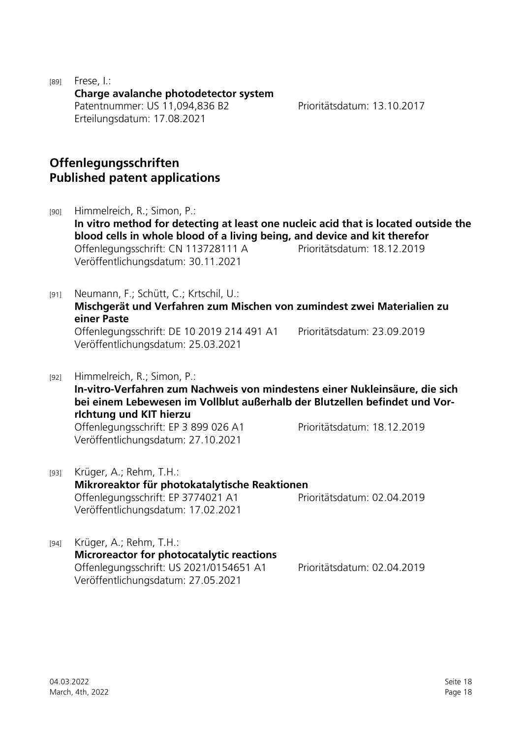[89] Frese, I.:
**Charge avalanche photodetector system**
Patentnummer: US 11,094,836 B2 Prioritätsdatum: 13.10.2017
Erteilungsdatum: 17.08.2021

## Offenlegungsschriften
## Published patent applications

[90] Himmelreich, R.; Simon, P.:
**In vitro method for detecting at least one nucleic acid that is located outside the blood cells in whole blood of a living being, and device and kit therefor**
Offenlegungsschrift: CN 113728111 A Prioritätsdatum: 18.12.2019
Veröffentlichungsdatum: 30.11.2021

[91] Neumann, F.; Schütt, C.; Krtschil, U.:
**Mischgerät und Verfahren zum Mischen von zumindest zwei Materialien zu einer Paste**
Offenlegungsschrift: DE 10 2019 214 491 A1 Prioritätsdatum: 23.09.2019
Veröffentlichungsdatum: 25.03.2021

[92] Himmelreich, R.; Simon, P.:
**In-vitro-Verfahren zum Nachweis von mindestens einer Nukleinsäure, die sich bei einem Lebewesen im Vollblut außerhalb der Blutzellen befindet und VorrIchtung und KIT hierzu**
Offenlegungsschrift: EP 3 899 026 A1 Prioritätsdatum: 18.12.2019
Veröffentlichungsdatum: 27.10.2021

[93] Krüger, A.; Rehm, T.H.:
**Mikroreaktor für photokatalytische Reaktionen**
Offenlegungsschrift: EP 3774021 A1 Prioritätsdatum: 02.04.2019
Veröffentlichungsdatum: 17.02.2021

[94] Krüger, A.; Rehm, T.H.:
**Microreactor for photocatalytic reactions**
Offenlegungsschrift: US 2021/0154651 A1 Prioritätsdatum: 02.04.2019
Veröffentlichungsdatum: 27.05.2021